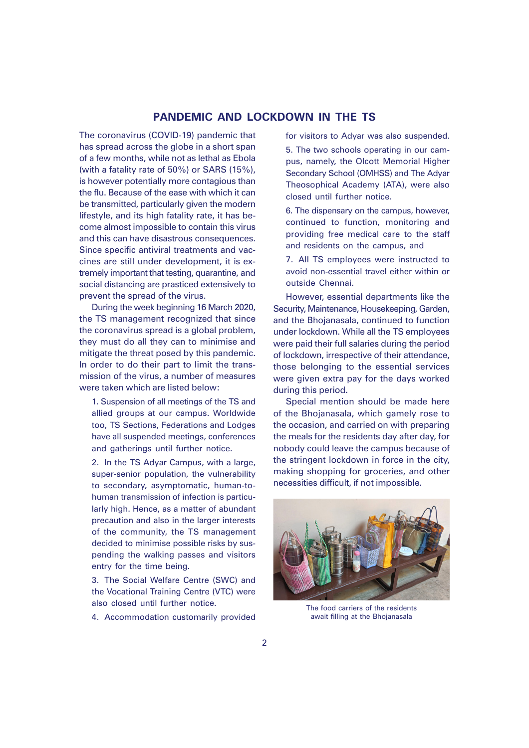## PANDEMIC AND LOCKDOWN IN THE TS

The coronavirus (COVID-19) pandemic that has spread across the globe in a short span of a few months, while not as lethal as Ebola (with a fatality rate of 50%) or SARS (15%), is however potentially more contagious than the flu. Because of the ease with which it can be transmitted, particularly given the modern lifestyle, and its high fatality rate, it has become almost impossible to contain this virus and this can have disastrous consequences. Since specific antiviral treatments and vaccines are still under development, it is extremely important that testing, quarantine, and social distancing are prasticed extensively to prevent the spread of the virus.

During the week beginning 16 March 2020, the TS management recognized that since the coronavirus spread is a global problem, they must do all they can to minimise and mitigate the threat posed by this pandemic. In order to do their part to limit the transmission of the virus, a number of measures were taken which are listed below:

1. Suspension of all meetings of the TS and allied groups at our campus. Worldwide too, TS Sections, Federations and Lodges have all suspended meetings, conferences and gatherings until further notice.

2. In the TS Adyar Campus, with a large, super-senior population, the vulnerability to secondary, asymptomatic, human-to-human transmission of infection is particularly high. Hence, as a matter of abundant precaution and also in the larger interests of the community, the TS management decided to minimise possible risks by suspending the walking passes and visitors entry for the time being.

3. The Social Welfare Centre (SWC) and the Vocational Training Centre (VTC) were also closed until further notice.

4. Accommodation customarily provided for visitors to Adyar was also suspended.

5. The two schools operating in our campus, namely, the Olcott Memorial Higher Secondary School (OMHSS) and The Adyar Theosophical Academy (ATA), were also closed until further notice.

6. The dispensary on the campus, however, continued to function, monitoring and providing free medical care to the staff and residents on the campus, and

7. All TS employees were instructed to avoid non-essential travel either within or outside Chennai.

However, essential departments like the Security, Maintenance, Housekeeping, Garden, and the Bhojanasala, continued to function under lockdown. While all the TS employees were paid their full salaries during the period of lockdown, irrespective of their attendance, those belonging to the essential services were given extra pay for the days worked during this period.

Special mention should be made here of the Bhojanasala, which gamely rose to the occasion, and carried on with preparing the meals for the residents day after day, for nobody could leave the campus because of the stringent lockdown in force in the city, making shopping for groceries, and other necessities difficult, if not impossible.

The food carriers of the residents await filling at the Bhojanasala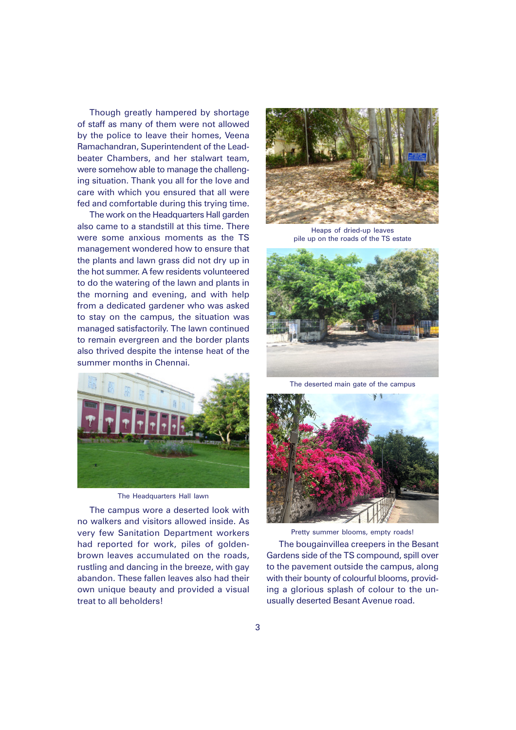Though greatly hampered by shortage of staff as many of them were not allowed by the police to leave their homes, Veena Ramachandran, Superintendent of the Leadbeater Chambers, and her stalwart team, were somehow able to manage the challenging situation. Thank you all for the love and care with which you ensured that all were fed and comfortable during this trying time.

The work on the Headquarters Hall garden also came to a standstill at this time. There were some anxious moments as the TS management wondered how to ensure that the plants and lawn grass did not dry up in the hot summer. A few residents volunteered to do the watering of the lawn and plants in the morning and evening, and with help from a dedicated gardener who was asked to stay on the campus, the situation was managed satisfactorily. The lawn continued to remain evergreen and the border plants also thrived despite the intense heat of the summer months in Chennai.

The Headquarters Hall lawn

The campus wore a deserted look with no walkers and visitors allowed inside. As very few Sanitation Department workers had reported for work, piles of golden-brown leaves accumulated on the roads, rustling and dancing in the breeze, with gay abandon. These fallen leaves also had their own unique beauty and provided a visual treat to all beholders!

Heaps of dried-up leaves pile up on the roads of the TS estate

The deserted main gate of the campus

Pretty summer blooms, empty roads!

The bougainvillea creepers in the Besant Gardens side of the TS compound, spill over to the pavement outside the campus, along with their bounty of colourful blooms, providing a glorious splash of colour to the unusually deserted Besant Avenue road.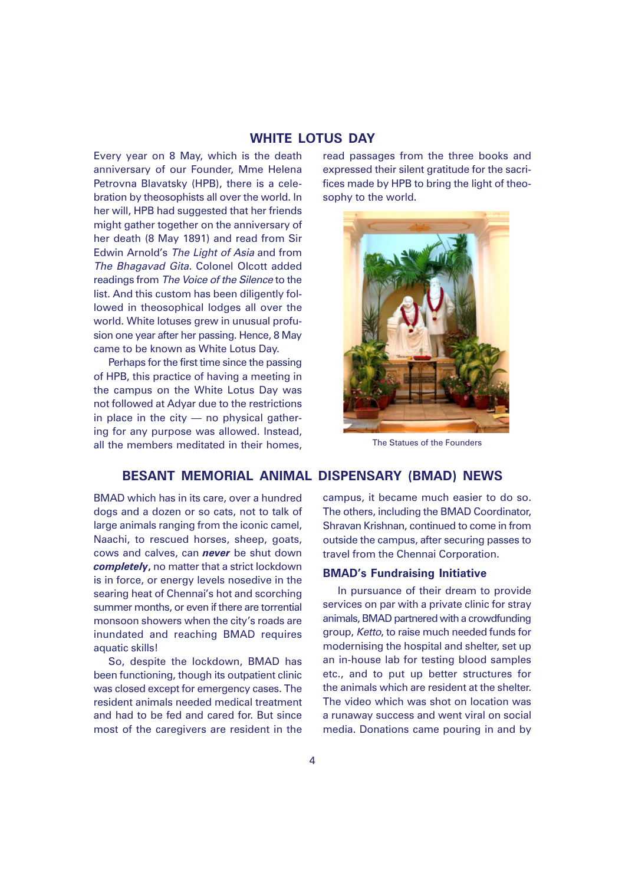## WHITE LOTUS DAY

Every year on 8 May, which is the death anniversary of our Founder, Mme Helena Petrovna Blavatsky (HPB), there is a celebration by theosophists all over the world. In her will, HPB had suggested that her friends might gather together on the anniversary of her death (8 May 1891) and read from Sir Edwin Arnold's *The Light of Asia* and from *The Bhagavad Gita*. Colonel Olcott added readings from *The Voice of the Silence* to the list. And this custom has been diligently followed in theosophical lodges all over the world. White lotuses grew in unusual profusion one year after her passing. Hence, 8 May came to be known as White Lotus Day.

Perhaps for the first time since the passing of HPB, this practice of having a meeting in the campus on the White Lotus Day was not followed at Adyar due to the restrictions in place in the city — no physical gathering for any purpose was allowed. Instead, all the members meditated in their homes, read passages from the three books and expressed their silent gratitude for the sacrifices made by HPB to bring the light of theosophy to the world.

The Statues of the Founders

## BESANT MEMORIAL ANIMAL DISPENSARY (BMAD) NEWS

BMAD which has in its care, over a hundred dogs and a dozen or so cats, not to talk of large animals ranging from the iconic camel, Naachi, to rescued horses, sheep, goats, cows and calves, can ***never*** be shut down ***completely***, no matter that a strict lockdown is in force, or energy levels nosedive in the searing heat of Chennai's hot and scorching summer months, or even if there are torrential monsoon showers when the city's roads are inundated and reaching BMAD requires aquatic skills!

So, despite the lockdown, BMAD has been functioning, though its outpatient clinic was closed except for emergency cases. The resident animals needed medical treatment and had to be fed and cared for. But since most of the caregivers are resident in the campus, it became much easier to do so. The others, including the BMAD Coordinator, Shravan Krishnan, continued to come in from outside the campus, after securing passes to travel from the Chennai Corporation.

### BMAD's Fundraising Initiative

In pursuance of their dream to provide services on par with a private clinic for stray animals, BMAD partnered with a crowdfunding group, *Ketto*, to raise much needed funds for modernising the hospital and shelter, set up an in-house lab for testing blood samples etc., and to put up better structures for the animals which are resident at the shelter. The video which was shot on location was a runaway success and went viral on social media. Donations came pouring in and by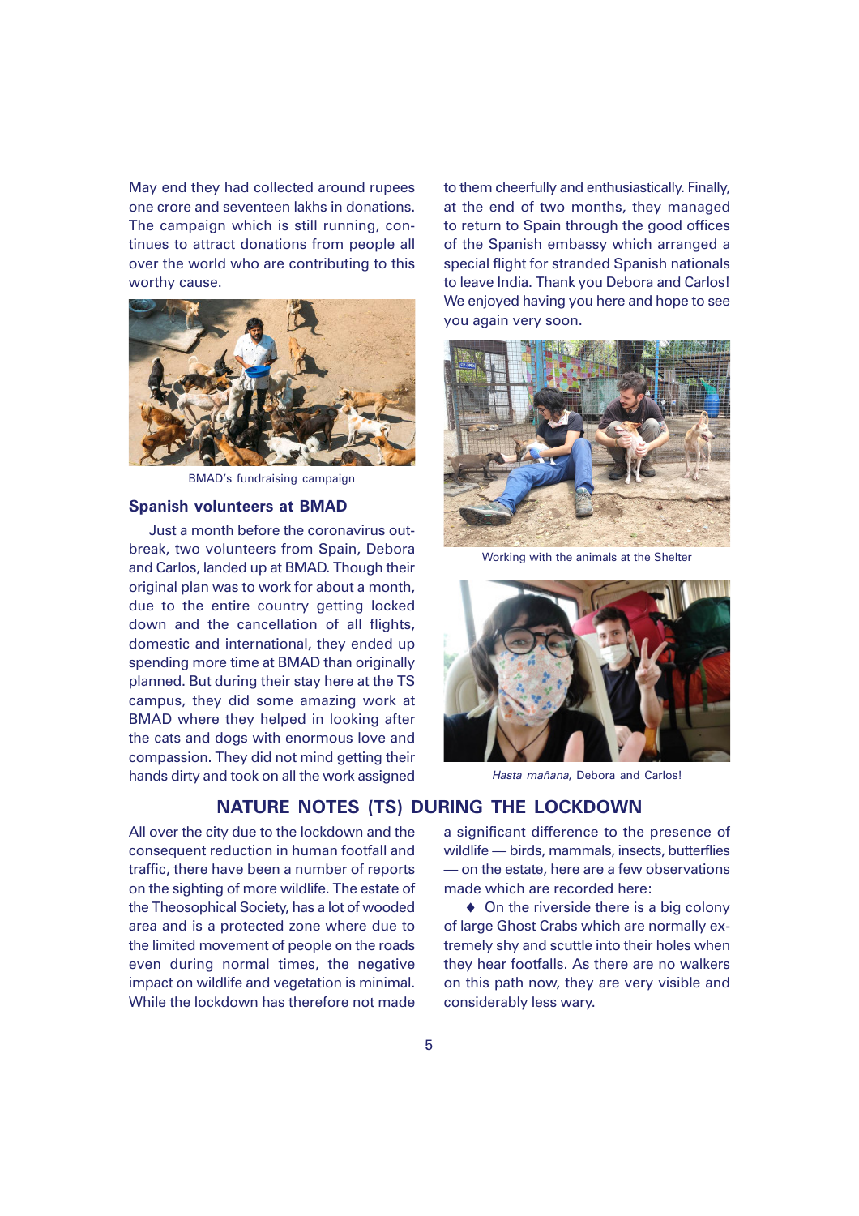May end they had collected around rupees one crore and seventeen lakhs in donations. The campaign which is still running, continues to attract donations from people all over the world who are contributing to this worthy cause.

BMAD's fundraising campaign

### Spanish volunteers at BMAD

Just a month before the coronavirus outbreak, two volunteers from Spain, Debora and Carlos, landed up at BMAD. Though their original plan was to work for about a month, due to the entire country getting locked down and the cancellation of all flights, domestic and international, they ended up spending more time at BMAD than originally planned. But during their stay here at the TS campus, they did some amazing work at BMAD where they helped in looking after the cats and dogs with enormous love and compassion. They did not mind getting their hands dirty and took on all the work assigned to them cheerfully and enthusiastically. Finally, at the end of two months, they managed to return to Spain through the good offices of the Spanish embassy which arranged a special flight for stranded Spanish nationals to leave India. Thank you Debora and Carlos! We enjoyed having you here and hope to see you again very soon.

Working with the animals at the Shelter

*Hasta mañana*, Debora and Carlos!

## NATURE NOTES (TS) DURING THE LOCKDOWN

All over the city due to the lockdown and the consequent reduction in human footfall and traffic, there have been a number of reports on the sighting of more wildlife. The estate of the Theosophical Society, has a lot of wooded area and is a protected zone where due to the limited movement of people on the roads even during normal times, the negative impact on wildlife and vegetation is minimal. While the lockdown has therefore not made a significant difference to the presence of wildlife — birds, mammals, insects, butterflies — on the estate, here are a few observations made which are recorded here:

♦ On the riverside there is a big colony of large Ghost Crabs which are normally extremely shy and scuttle into their holes when they hear footfalls. As there are no walkers on this path now, they are very visible and considerably less wary.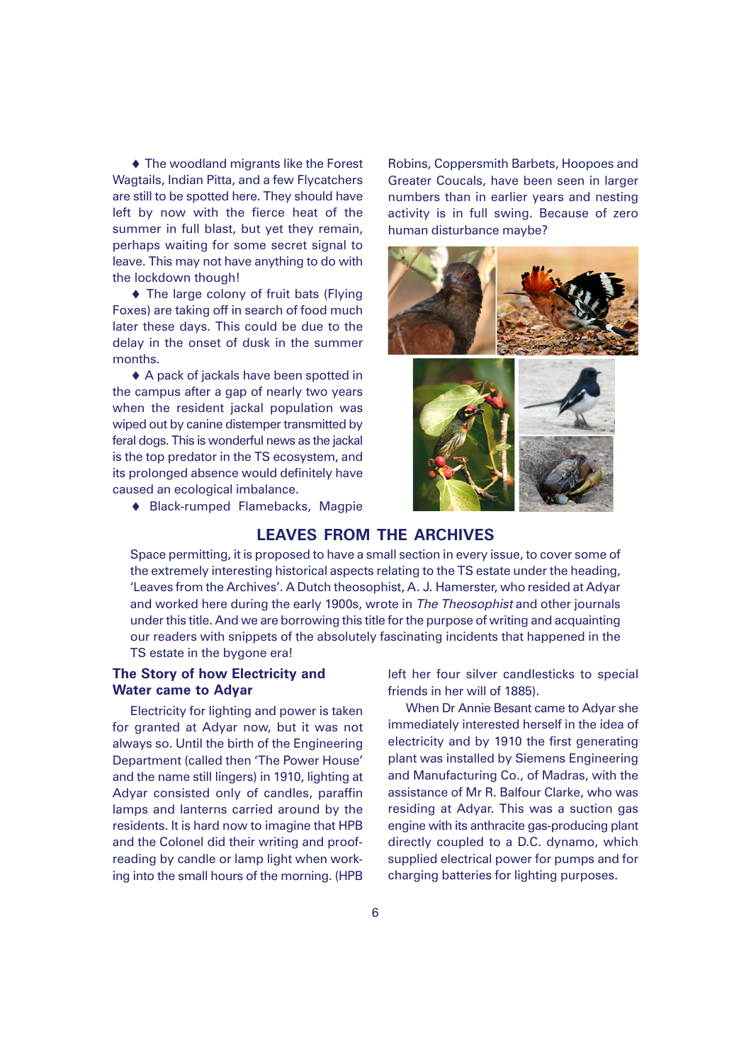♦ The woodland migrants like the Forest Wagtails, Indian Pitta, and a few Flycatchers are still to be spotted here. They should have left by now with the fierce heat of the summer in full blast, but yet they remain, perhaps waiting for some secret signal to leave. This may not have anything to do with the lockdown though!

♦ The large colony of fruit bats (Flying Foxes) are taking off in search of food much later these days. This could be due to the delay in the onset of dusk in the summer months.

♦ A pack of jackals have been spotted in the campus after a gap of nearly two years when the resident jackal population was wiped out by canine distemper transmitted by feral dogs. This is wonderful news as the jackal is the top predator in the TS ecosystem, and its prolonged absence would definitely have caused an ecological imbalance.

♦ Black-rumped Flamebacks, Magpie Robins, Coppersmith Barbets, Hoopoes and Greater Coucals, have been seen in larger numbers than in earlier years and nesting activity is in full swing. Because of zero human disturbance maybe?

## LEAVES FROM THE ARCHIVES

Space permitting, it is proposed to have a small section in every issue, to cover some of the extremely interesting historical aspects relating to the TS estate under the heading, 'Leaves from the Archives'. A Dutch theosophist, A. J. Hamerster, who resided at Adyar and worked here during the early 1900s, wrote in *The Theosophist* and other journals under this title. And we are borrowing this title for the purpose of writing and acquainting our readers with snippets of the absolutely fascinating incidents that happened in the TS estate in the bygone era!

### The Story of how Electricity and Water came to Adyar

Electricity for lighting and power is taken for granted at Adyar now, but it was not always so. Until the birth of the Engineering Department (called then 'The Power House' and the name still lingers) in 1910, lighting at Adyar consisted only of candles, paraffin lamps and lanterns carried around by the residents. It is hard now to imagine that HPB and the Colonel did their writing and proof-reading by candle or lamp light when working into the small hours of the morning. (HPB left her four silver candlesticks to special friends in her will of 1885).

When Dr Annie Besant came to Adyar she immediately interested herself in the idea of electricity and by 1910 the first generating plant was installed by Siemens Engineering and Manufacturing Co., of Madras, with the assistance of Mr R. Balfour Clarke, who was residing at Adyar. This was a suction gas engine with its anthracite gas-producing plant directly coupled to a D.C. dynamo, which supplied electrical power for pumps and for charging batteries for lighting purposes.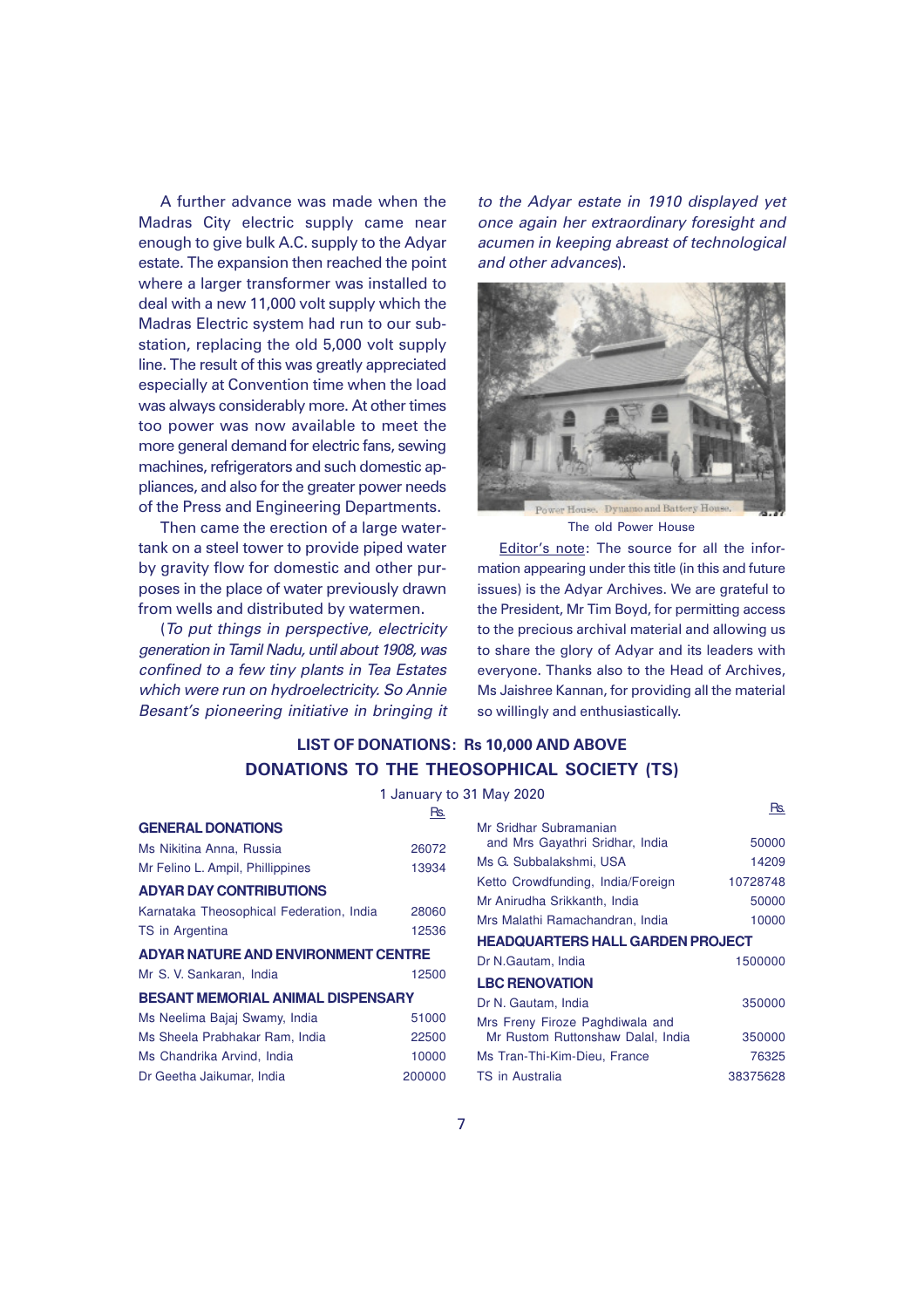A further advance was made when the Madras City electric supply came near enough to give bulk A.C. supply to the Adyar estate. The expansion then reached the point where a larger transformer was installed to deal with a new 11,000 volt supply which the Madras Electric system had run to our sub-station, replacing the old 5,000 volt supply line. The result of this was greatly appreciated especially at Convention time when the load was always considerably more. At other times too power was now available to meet the more general demand for electric fans, sewing machines, refrigerators and such domestic appliances, and also for the greater power needs of the Press and Engineering Departments.

Then came the erection of a large water-tank on a steel tower to provide piped water by gravity flow for domestic and other purposes in the place of water previously drawn from wells and distributed by watermen.

(*To put things in perspective, electricity generation in Tamil Nadu, until about 1908, was confined to a few tiny plants in Tea Estates which were run on hydroelectricity. So Annie Besant's pioneering initiative in bringing it to the Adyar estate in 1910 displayed yet once again her extraordinary foresight and acumen in keeping abreast of technological and other advances*).

The old Power House

Editor's note: The source for all the information appearing under this title (in this and future issues) is the Adyar Archives. We are grateful to the President, Mr Tim Boyd, for permitting access to the precious archival material and allowing us to share the glory of Adyar and its leaders with everyone. Thanks also to the Head of Archives, Ms Jaishree Kannan, for providing all the material so willingly and enthusiastically.

## LIST OF DONATIONS: Rs 10,000 AND ABOVE

## DONATIONS TO THE THEOSOPHICAL SOCIETY (TS)

1 January to 31 May 2020

| | Rs. |
|---|---|
| **GENERAL DONATIONS** | |
| Ms Nikitina Anna, Russia | 26072 |
| Mr Felino L. Ampil, Phillippines | 13934 |
| **ADYAR DAY CONTRIBUTIONS** | |
| Karnataka Theosophical Federation, India | 28060 |
| TS in Argentina | 12536 |
| **ADYAR NATURE AND ENVIRONMENT CENTRE** | |
| Mr S. V. Sankaran, India | 12500 |
| **BESANT MEMORIAL ANIMAL DISPENSARY** | |
| Ms Neelima Bajaj Swamy, India | 51000 |
| Ms Sheela Prabhakar Ram, India | 22500 |
| Ms Chandrika Arvind, India | 10000 |
| Dr Geetha Jaikumar, India | 200000 |
| Mr Sridhar Subramanian and Mrs Gayathri Sridhar, India | 50000 |
| Ms G. Subbalakshmi, USA | 14209 |
| Ketto Crowdfunding, India/Foreign | 10728748 |
| Mr Anirudha Srikkanth, India | 50000 |
| Mrs Malathi Ramachandran, India | 10000 |
| **HEADQUARTERS HALL GARDEN PROJECT** | |
| Dr N.Gautam, India | 1500000 |
| **LBC RENOVATION** | |
| Dr N. Gautam, India | 350000 |
| Mrs Freny Firoze Paghdiwala and Mr Rustom Ruttonshaw Dalal, India | 350000 |
| Ms Tran-Thi-Kim-Dieu, France | 76325 |
| TS in Australia | 38375628 |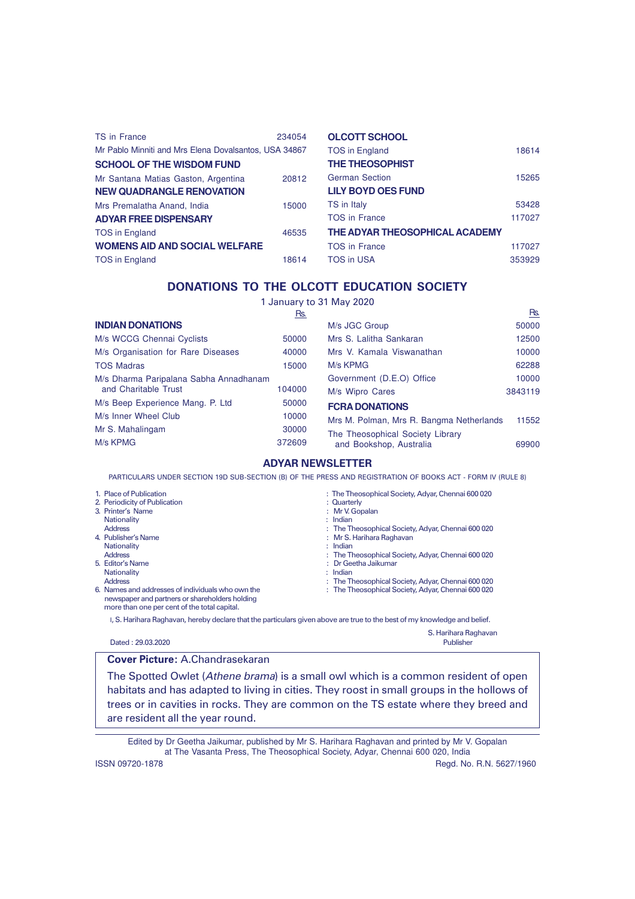TS in France 234054

Mr Pablo Minniti and Mrs Elena Dovalsantos, USA 34867

**SCHOOL OF THE WISDOM FUND**

Mr Santana Matias Gaston, Argentina 20812

**NEW QUADRANGLE RENOVATION**

Mrs Premalatha Anand, India 15000

**ADYAR FREE DISPENSARY**

TOS in England 46535

**WOMENS AID AND SOCIAL WELFARE**

TOS in England 18614

**OLCOTT SCHOOL**

TOS in England 18614

**THE THEOSOPHIST**

German Section 15265

**LILY BOYD OES FUND**

TS in Italy 53428

TOS in France 117027

**THE ADYAR THEOSOPHICAL ACADEMY**

TOS in France 117027

TOS in USA 353929

## DONATIONS TO THE OLCOTT EDUCATION SOCIETY

1 January to 31 May 2020

| | Rs. |
|---|---|
| **INDIAN DONATIONS** | |
| M/s WCCG Chennai Cyclists | 50000 |
| M/s Organisation for Rare Diseases | 40000 |
| TOS Madras | 15000 |
| M/s Dharma Paripalana Sabha Annadhanam and Charitable Trust | 104000 |
| M/s Beep Experience Mang. P. Ltd | 50000 |
| M/s Inner Wheel Club | 10000 |
| Mr S. Mahalingam | 30000 |
| M/s KPMG | 372609 |
| M/s JGC Group | 50000 |
| Mrs S. Lalitha Sankaran | 12500 |
| Mrs V. Kamala Viswanathan | 10000 |
| M/s KPMG | 62288 |
| Government (D.E.O) Office | 10000 |
| M/s Wipro Cares | 3843119 |
| **FCRA DONATIONS** | |
| Mrs M. Polman, Mrs R. Bangma Netherlands | 11552 |
| The Theosophical Society Library and Bookshop, Australia | 69900 |

## ADYAR NEWSLETTER

PARTICULARS UNDER SECTION 19D SUB-SECTION (B) OF THE PRESS AND REGISTRATION OF BOOKS ACT - FORM IV (RULE 8)

1. Place of Publication : The Theosophical Society, Adyar, Chennai 600 020
2. Periodicity of Publication : Quarterly
3. Printer's Name : Mr V. Gopalan
   Nationality : Indian
   Address : The Theosophical Society, Adyar, Chennai 600 020
4. Publisher's Name : Mr S. Harihara Raghavan
   Nationality : Indian
   Address : The Theosophical Society, Adyar, Chennai 600 020
5. Editor's Name : Dr Geetha Jaikumar
   Nationality : Indian
   Address : The Theosophical Society, Adyar, Chennai 600 020
6. Names and addresses of individuals who own the newspaper and partners or shareholders holding more than one per cent of the total capital. : The Theosophical Society, Adyar, Chennai 600 020

I, S. Harihara Raghavan, hereby declare that the particulars given above are true to the best of my knowledge and belief.

Dated : 29.03.2020

S. Harihara Raghavan
Publisher

**Cover Picture:** A.Chandrasekaran

The Spotted Owlet (*Athene brama*) is a small owl which is a common resident of open habitats and has adapted to living in cities. They roost in small groups in the hollows of trees or in cavities in rocks. They are common on the TS estate where they breed and are resident all the year round.

Edited by Dr Geetha Jaikumar, published by Mr S. Harihara Raghavan and printed by Mr V. Gopalan at The Vasanta Press, The Theosophical Society, Adyar, Chennai 600 020, India

ISSN 09720-1878

Regd. No. R.N. 5627/1960